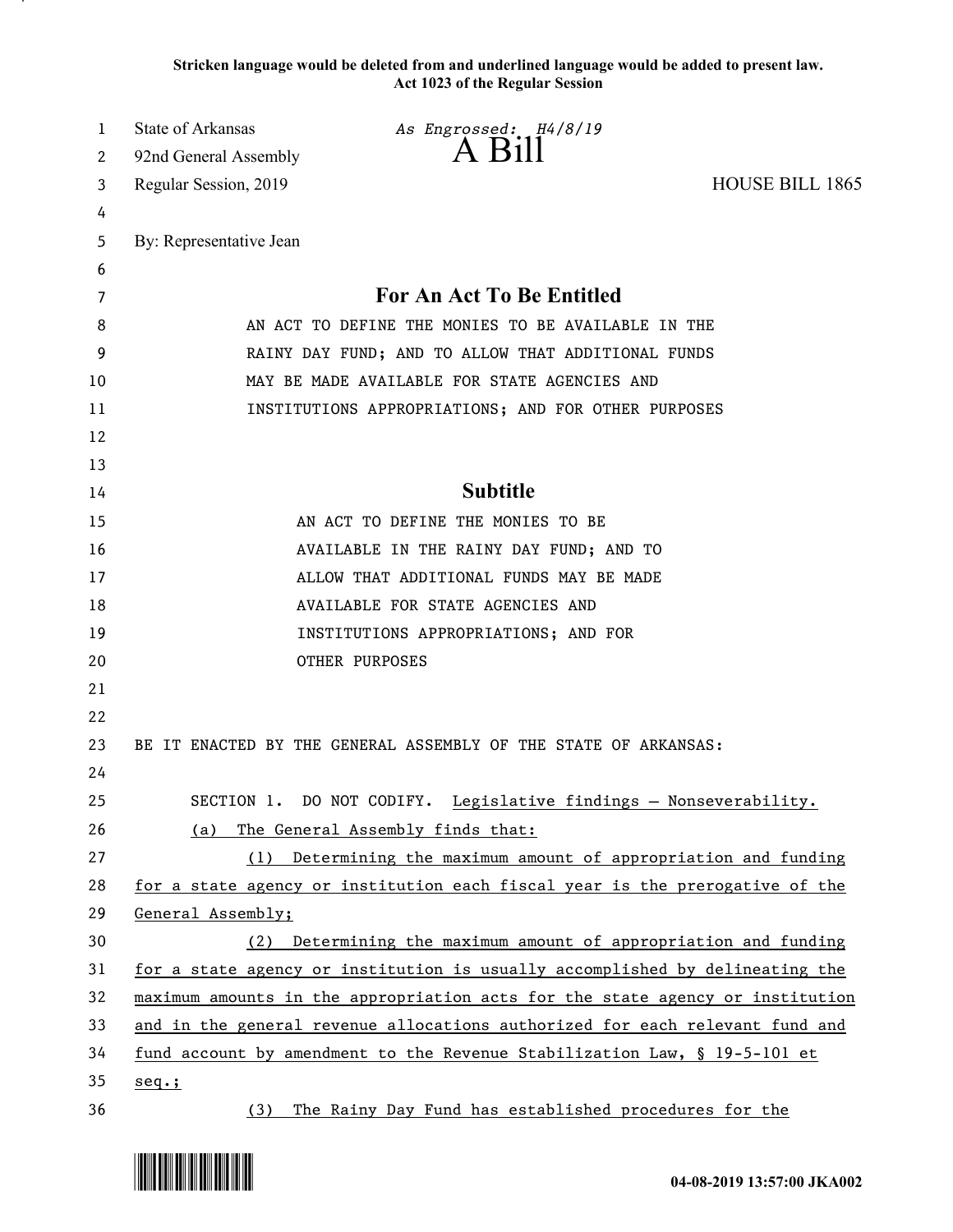**Stricken language would be deleted from and underlined language would be added to present law.**
**Act 1023 of the Regular Session**

State of Arkansas
92nd General Assembly
Regular Session, 2019

*As Engrossed: H4/8/19*

# A Bill

HOUSE BILL 1865

By: Representative Jean

## For An Act To Be Entitled

AN ACT TO DEFINE THE MONIES TO BE AVAILABLE IN THE RAINY DAY FUND; AND TO ALLOW THAT ADDITIONAL FUNDS MAY BE MADE AVAILABLE FOR STATE AGENCIES AND INSTITUTIONS APPROPRIATIONS; AND FOR OTHER PURPOSES

## Subtitle

AN ACT TO DEFINE THE MONIES TO BE AVAILABLE IN THE RAINY DAY FUND; AND TO ALLOW THAT ADDITIONAL FUNDS MAY BE MADE AVAILABLE FOR STATE AGENCIES AND INSTITUTIONS APPROPRIATIONS; AND FOR OTHER PURPOSES

BE IT ENACTED BY THE GENERAL ASSEMBLY OF THE STATE OF ARKANSAS:

SECTION 1. DO NOT CODIFY. Legislative findings — Nonseverability.

(a) The General Assembly finds that:

(1) Determining the maximum amount of appropriation and funding for a state agency or institution each fiscal year is the prerogative of the General Assembly;

(2) Determining the maximum amount of appropriation and funding for a state agency or institution is usually accomplished by delineating the maximum amounts in the appropriation acts for the state agency or institution and in the general revenue allocations authorized for each relevant fund and fund account by amendment to the Revenue Stabilization Law, § 19-5-101 et seq.;

(3) The Rainy Day Fund has established procedures for the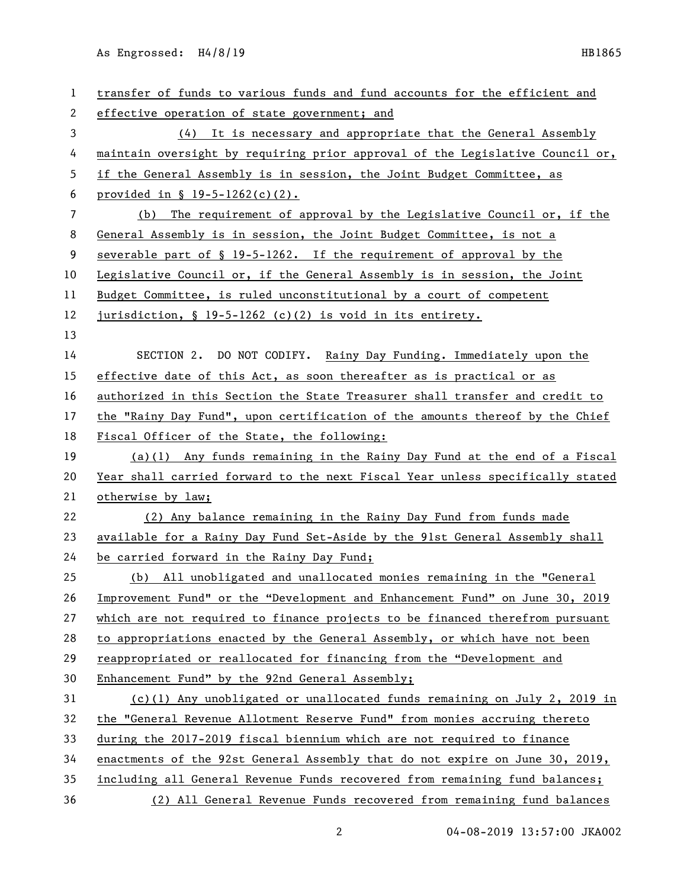transfer of funds to various funds and fund accounts for the efficient and effective operation of state government; and

(4) It is necessary and appropriate that the General Assembly maintain oversight by requiring prior approval of the Legislative Council or, if the General Assembly is in session, the Joint Budget Committee, as provided in § 19-5-1262(c)(2).

(b) The requirement of approval by the Legislative Council or, if the General Assembly is in session, the Joint Budget Committee, is not a severable part of § 19-5-1262. If the requirement of approval by the Legislative Council or, if the General Assembly is in session, the Joint Budget Committee, is ruled unconstitutional by a court of competent jurisdiction, § 19-5-1262 (c)(2) is void in its entirety.

SECTION 2. DO NOT CODIFY. Rainy Day Funding. Immediately upon the effective date of this Act, as soon thereafter as is practical or as authorized in this Section the State Treasurer shall transfer and credit to the "Rainy Day Fund", upon certification of the amounts thereof by the Chief Fiscal Officer of the State, the following:

(a)(1) Any funds remaining in the Rainy Day Fund at the end of a Fiscal Year shall carried forward to the next Fiscal Year unless specifically stated otherwise by law;

(2) Any balance remaining in the Rainy Day Fund from funds made available for a Rainy Day Fund Set-Aside by the 91st General Assembly shall be carried forward in the Rainy Day Fund;

(b) All unobligated and unallocated monies remaining in the "General Improvement Fund" or the "Development and Enhancement Fund" on June 30, 2019 which are not required to finance projects to be financed therefrom pursuant to appropriations enacted by the General Assembly, or which have not been reappropriated or reallocated for financing from the "Development and Enhancement Fund" by the 92nd General Assembly;

(c)(1) Any unobligated or unallocated funds remaining on July 2, 2019 in the "General Revenue Allotment Reserve Fund" from monies accruing thereto during the 2017-2019 fiscal biennium which are not required to finance enactments of the 92st General Assembly that do not expire on June 30, 2019, including all General Revenue Funds recovered from remaining fund balances;

(2) All General Revenue Funds recovered from remaining fund balances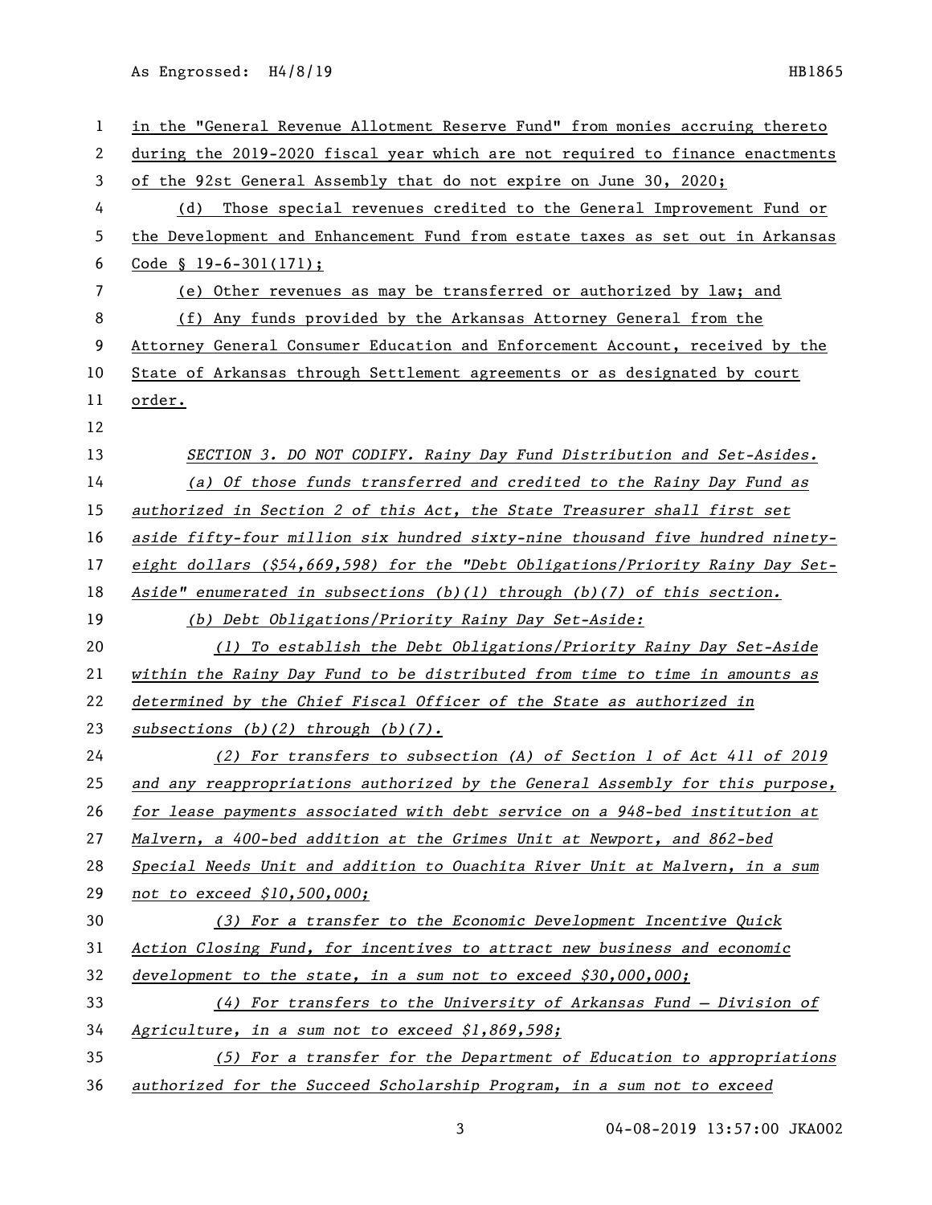in the "General Revenue Allotment Reserve Fund" from monies accruing thereto during the 2019-2020 fiscal year which are not required to finance enactments of the 92st General Assembly that do not expire on June 30, 2020;

(d) Those special revenues credited to the General Improvement Fund or the Development and Enhancement Fund from estate taxes as set out in Arkansas Code § 19-6-301(171);

(e) Other revenues as may be transferred or authorized by law; and

(f) Any funds provided by the Arkansas Attorney General from the Attorney General Consumer Education and Enforcement Account, received by the State of Arkansas through Settlement agreements or as designated by court order.

*SECTION 3. DO NOT CODIFY. Rainy Day Fund Distribution and Set-Asides.*

*(a) Of those funds transferred and credited to the Rainy Day Fund as authorized in Section 2 of this Act, the State Treasurer shall first set aside fifty-four million six hundred sixty-nine thousand five hundred ninety-eight dollars ($54,669,598) for the "Debt Obligations/Priority Rainy Day Set-Aside" enumerated in subsections (b)(1) through (b)(7) of this section.*

*(b) Debt Obligations/Priority Rainy Day Set-Aside:*

*(1) To establish the Debt Obligations/Priority Rainy Day Set-Aside within the Rainy Day Fund to be distributed from time to time in amounts as determined by the Chief Fiscal Officer of the State as authorized in subsections (b)(2) through (b)(7).*

*(2) For transfers to subsection (A) of Section 1 of Act 411 of 2019 and any reappropriations authorized by the General Assembly for this purpose, for lease payments associated with debt service on a 948-bed institution at Malvern, a 400-bed addition at the Grimes Unit at Newport, and 862-bed Special Needs Unit and addition to Ouachita River Unit at Malvern, in a sum not to exceed $10,500,000;*

*(3) For a transfer to the Economic Development Incentive Quick Action Closing Fund, for incentives to attract new business and economic development to the state, in a sum not to exceed $30,000,000;*

*(4) For transfers to the University of Arkansas Fund – Division of Agriculture, in a sum not to exceed $1,869,598;*

*(5) For a transfer for the Department of Education to appropriations authorized for the Succeed Scholarship Program, in a sum not to exceed*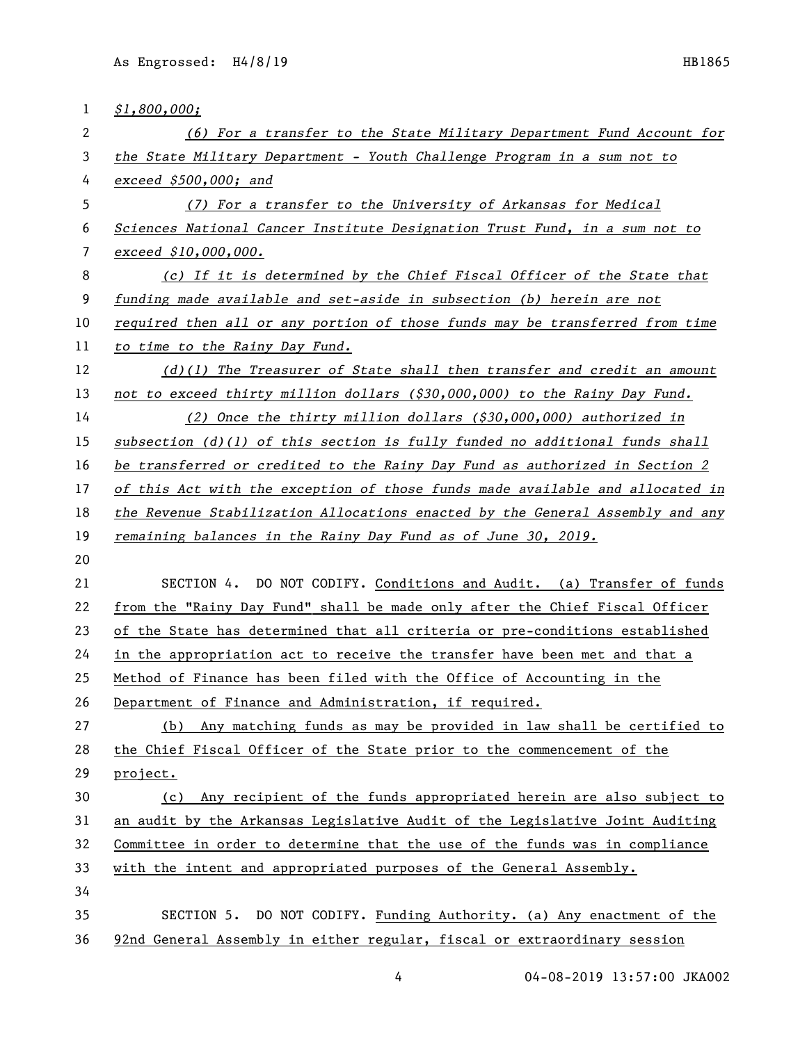*$1,800,000;*

*(6) For a transfer to the State Military Department Fund Account for the State Military Department - Youth Challenge Program in a sum not to exceed $500,000; and*

*(7) For a transfer to the University of Arkansas for Medical Sciences National Cancer Institute Designation Trust Fund, in a sum not to exceed $10,000,000.*

*(c) If it is determined by the Chief Fiscal Officer of the State that funding made available and set-aside in subsection (b) herein are not required then all or any portion of those funds may be transferred from time to time to the Rainy Day Fund.*

*(d)(1) The Treasurer of State shall then transfer and credit an amount not to exceed thirty million dollars ($30,000,000) to the Rainy Day Fund.*

*(2) Once the thirty million dollars ($30,000,000) authorized in subsection (d)(1) of this section is fully funded no additional funds shall be transferred or credited to the Rainy Day Fund as authorized in Section 2 of this Act with the exception of those funds made available and allocated in the Revenue Stabilization Allocations enacted by the General Assembly and any remaining balances in the Rainy Day Fund as of June 30, 2019.*

SECTION 4. DO NOT CODIFY. Conditions and Audit. (a) Transfer of funds from the "Rainy Day Fund" shall be made only after the Chief Fiscal Officer of the State has determined that all criteria or pre-conditions established in the appropriation act to receive the transfer have been met and that a Method of Finance has been filed with the Office of Accounting in the Department of Finance and Administration, if required.

(b) Any matching funds as may be provided in law shall be certified to the Chief Fiscal Officer of the State prior to the commencement of the project.

(c) Any recipient of the funds appropriated herein are also subject to an audit by the Arkansas Legislative Audit of the Legislative Joint Auditing Committee in order to determine that the use of the funds was in compliance with the intent and appropriated purposes of the General Assembly.

SECTION 5. DO NOT CODIFY. Funding Authority. (a) Any enactment of the 92nd General Assembly in either regular, fiscal or extraordinary session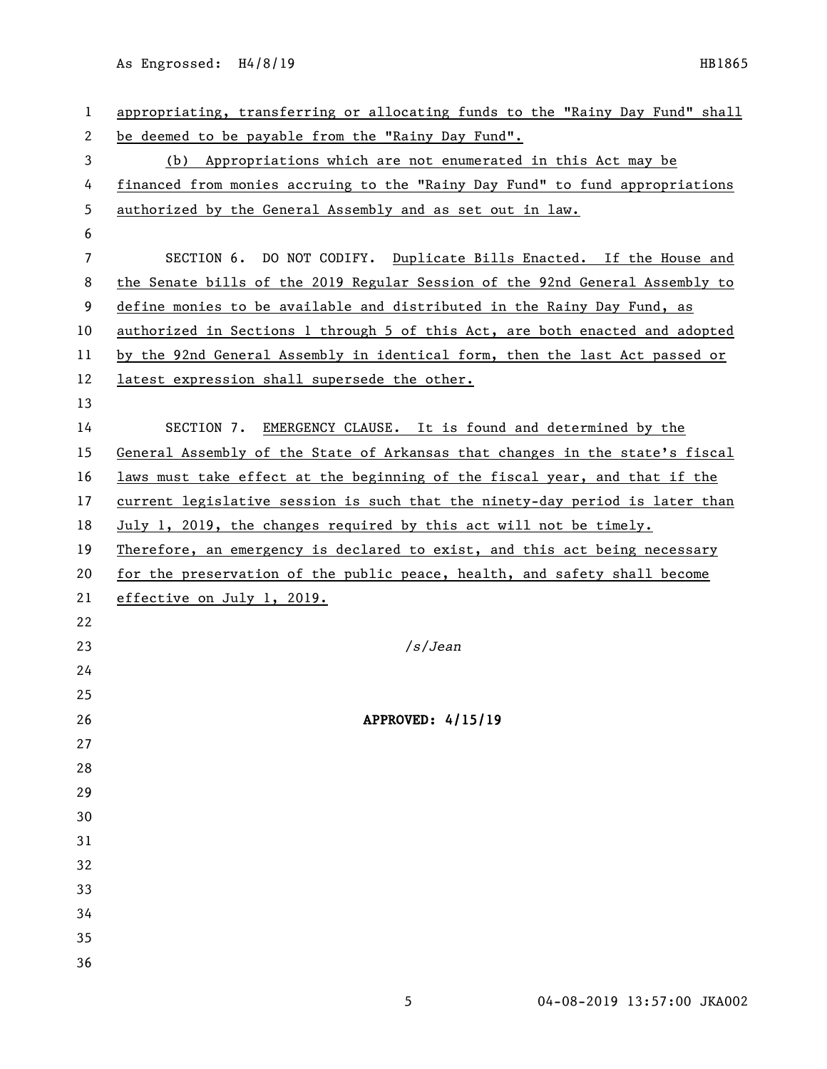appropriating, transferring or allocating funds to the "Rainy Day Fund" shall be deemed to be payable from the "Rainy Day Fund".

(b) Appropriations which are not enumerated in this Act may be financed from monies accruing to the "Rainy Day Fund" to fund appropriations authorized by the General Assembly and as set out in law.

SECTION 6. DO NOT CODIFY. Duplicate Bills Enacted. If the House and the Senate bills of the 2019 Regular Session of the 92nd General Assembly to define monies to be available and distributed in the Rainy Day Fund, as authorized in Sections 1 through 5 of this Act, are both enacted and adopted by the 92nd General Assembly in identical form, then the last Act passed or latest expression shall supersede the other.

SECTION 7. EMERGENCY CLAUSE. It is found and determined by the General Assembly of the State of Arkansas that changes in the state's fiscal laws must take effect at the beginning of the fiscal year, and that if the current legislative session is such that the ninety-day period is later than July 1, 2019, the changes required by this act will not be timely. Therefore, an emergency is declared to exist, and this act being necessary for the preservation of the public peace, health, and safety shall become effective on July 1, 2019.

*/s/Jean*

**APPROVED: 4/15/19**